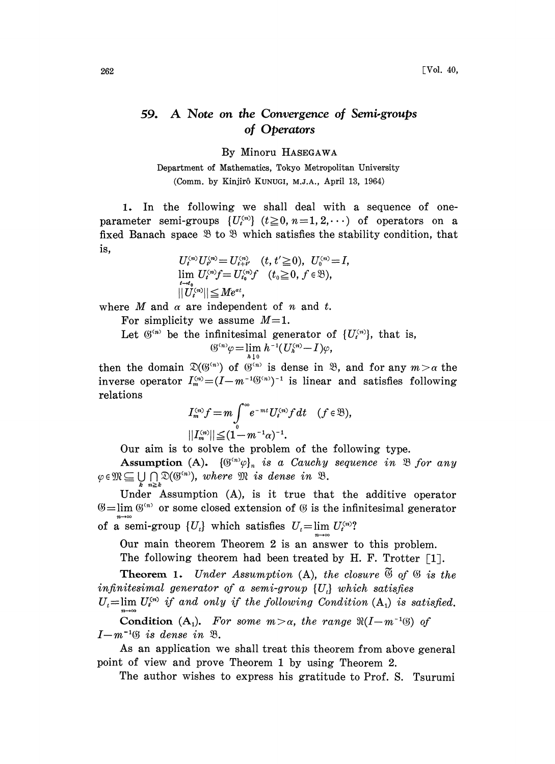# 59. A Note on the Convergence of Semi-groups of Operators

By Minoru HASEGAWA

Department of Mathematics, Tokyo Metropolitan University

(Comm. by Kinjirô KUNUGI, M.J.A., April 13, 1964)

1. In the following we shall deal with a sequence of one-parameter semi-groups $\{U_t^{(n)}\}$ $(t \geqq 0, n=1,2,\cdots)$ of operators on a fixed Banach space $\mathfrak{B}$ to $\mathfrak{B}$ which satisfies the stability condition, that is,

$$U_t^{(n)} U_{t'}^{(n)} = U_{t+t'}^{(n)} \quad (t, t' \geqq 0), \quad U_0^{(n)} = I,$$

$$\lim_{t \to t_0} U_t^{(n)} f = U_{t_0}^{(n)} f \quad (t_0 \geqq 0, f \in \mathfrak{B}),$$

$$\| U_t^{(n)} \| \leqq M e^{\alpha t},$$

where $M$ and $\alpha$ are independent of $n$ and $t$.

For simplicity we assume $M=1$.

Let $\mathfrak{G}^{(n)}$ be the infinitesimal generator of $\{U_t^{(n)}\}$, that is,

$$\mathfrak{G}^{(n)} \varphi = \lim_{h \downarrow 0} h^{-1}(U_h^{(n)} - I)\varphi,$$

then the domain $\mathfrak{D}(\mathfrak{G}^{(n)})$ of $\mathfrak{G}^{(n)}$ is dense in $\mathfrak{B}$, and for any $m > \alpha$ the inverse operator $I_m^{(n)} = (I - m^{-1}\mathfrak{G}^{(n)})^{-1}$ is linear and satisfies following relations

$$I_m^{(n)} f = m \int_0^\infty e^{-mt} U_t^{(n)} f \, dt \quad (f \in \mathfrak{B}),$$

$$\| I_m^{(n)} \| \leqq (1 - m^{-1}\alpha)^{-1}.$$

Our aim is to solve the problem of the following type.

**Assumption (A).** *$\{\mathfrak{G}^{(n)}\varphi\}_n$ is a Cauchy sequence in $\mathfrak{B}$ for any $\varphi \in \mathfrak{M} \subseteqq \bigcup_k \bigcap_{n \geqq k} \mathfrak{D}(\mathfrak{G}^{(n)})$, where $\mathfrak{M}$ is dense in $\mathfrak{B}$.*

Under Assumption (A), is it true that the additive operator $\mathfrak{G} = \lim_{n \to \infty} \mathfrak{G}^{(n)}$ or some closed extension of $\mathfrak{G}$ is the infinitesimal generator of a semi-group $\{U_t\}$ which satisfies $U_t = \lim_{n \to \infty} U_t^{(n)}$?

Our main theorem Theorem 2 is an answer to this problem.

The following theorem had been treated by H. F. Trotter [1].

**Theorem 1.** *Under Assumption (A), the closure $\widetilde{\mathfrak{G}}$ of $\mathfrak{G}$ is the infinitesimal generator of a semi-group $\{U_t\}$ which satisfies $U_t = \lim_{n \to \infty} U_t^{(n)}$ if and only if the following Condition $(\mathrm{A}_1)$ is satisfied.*

**Condition $(\mathrm{A}_1)$.** *For some $m > \alpha$, the range $\mathfrak{R}(I - m^{-1}\mathfrak{G})$ of $I - m^{-1}\mathfrak{G}$ is dense in $\mathfrak{B}$.*

As an application we shall treat this theorem from above general point of view and prove Theorem 1 by using Theorem 2.

The author wishes to express his gratitude to Prof. S. Tsurumi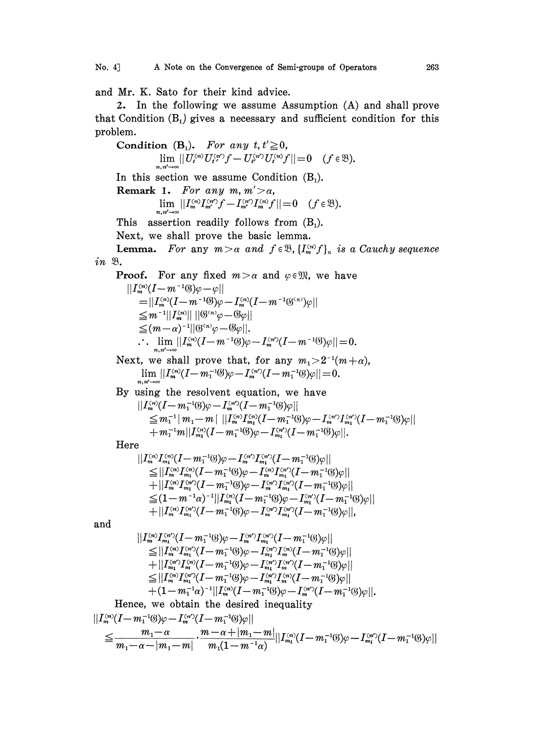and Mr. K. Sato for their kind advice.

2. In the following we assume Assumption (A) and shall prove that Condition ($\mathrm{B}_1$) gives a necessary and sufficient condition for this problem.

**Condition ($\mathrm{B}_1$).** *For any* $t, t' \geqq 0$,

$$\lim_{n,n'\to\infty} \|U_t^{(n)} U_{t'}^{(n')} f - U_{t'}^{(n')} U_t^{(n)} f\| = 0 \quad (f \in \mathfrak{B}).$$

In this section we assume Condition ($\mathrm{B}_1$).

**Remark 1.** *For any* $m, m' > \alpha$,

$$\lim_{n,n'\to\infty} \|I_m^{(n)} I_{m'}^{(n')} f - I_{m'}^{(n')} I_m^{(n)} f\| = 0 \quad (f \in \mathfrak{B}).$$

This assertion readily follows from ($\mathrm{B}_1$).

Next, we shall prove the basic lemma.

**Lemma.** *For any* $m > \alpha$ *and* $f \in \mathfrak{B}$, $\{I_m^{(n)} f\}_n$ *is a Cauchy sequence in* $\mathfrak{B}$.

**Proof.** For any fixed $m > \alpha$ and $\varphi \in \mathfrak{M}$, we have

$$\begin{aligned}
&\|I_m^{(n)}(I - m^{-1}\mathfrak{G})\varphi - \varphi\| \\
&= \|I_m^{(n)}(I - m^{-1}\mathfrak{G})\varphi - I_m^{(n)}(I - m^{-1}\mathfrak{G}^{(n)})\varphi\| \\
&\leqq m^{-1}\|I_m^{(n)}\| \, \|\mathfrak{G}^{(n)}\varphi - \mathfrak{G}\varphi\| \\
&\leqq (m-\alpha)^{-1}\|\mathfrak{G}^{(n)}\varphi - \mathfrak{G}\varphi\|.
\end{aligned}$$

$$\therefore \lim_{n,n'\to\infty} \|I_m^{(n)}(I - m^{-1}\mathfrak{G})\varphi - I_m^{(n')}(I - m^{-1}\mathfrak{G})\varphi\| = 0.$$

Next, we shall prove that, for any $m_1 > 2^{-1}(m+\alpha)$,

$$\lim_{n,n'\to\infty} \|I_m^{(n)}(I - m_1^{-1}\mathfrak{G})\varphi - I_m^{(n')}(I - m_1^{-1}\mathfrak{G})\varphi\| = 0.$$

By using the resolvent equation, we have

$$\begin{aligned}
&\|I_m^{(n)}(I - m_1^{-1}\mathfrak{G})\varphi - I_m^{(n')}(I - m_1^{-1}\mathfrak{G})\varphi\| \\
&\leqq m_1^{-1}|m_1 - m| \, \|I_m^{(n)} I_{m_1}^{(n)}(I - m_1^{-1}\mathfrak{G})\varphi - I_m^{(n')} I_{m_1}^{(n')}(I - m_1^{-1}\mathfrak{G})\varphi\| \\
&\quad + m_1^{-1} m \|I_{m_1}^{(n)}(I - m_1^{-1}\mathfrak{G})\varphi - I_{m_1}^{(n')}(I - m_1^{-1}\mathfrak{G})\varphi\|.
\end{aligned}$$

Here

$$\begin{aligned}
&\|I_m^{(n)} I_{m_1}^{(n)}(I - m_1^{-1}\mathfrak{G})\varphi - I_m^{(n')} I_{m_1}^{(n')}(I - m_1^{-1}\mathfrak{G})\varphi\| \\
&\leqq \|I_m^{(n)} I_{m_1}^{(n)}(I - m_1^{-1}\mathfrak{G})\varphi - I_m^{(n)} I_{m_1}^{(n')}(I - m_1^{-1}\mathfrak{G})\varphi\| \\
&\quad + \|I_m^{(n)} I_{m_1}^{(n')}(I - m_1^{-1}\mathfrak{G})\varphi - I_m^{(n')} I_{m_1}^{(n')}(I - m_1^{-1}\mathfrak{G})\varphi\| \\
&\leqq (1 - m^{-1}\alpha)^{-1}\|I_{m_1}^{(n)}(I - m_1^{-1}\mathfrak{G})\varphi - I_{m_1}^{(n')}(I - m_1^{-1}\mathfrak{G})\varphi\| \\
&\quad + \|I_m^{(n)} I_{m_1}^{(n')}(I - m_1^{-1}\mathfrak{G})\varphi - I_m^{(n')} I_{m_1}^{(n')}(I - m_1^{-1}\mathfrak{G})\varphi\|,
\end{aligned}$$

and

$$\begin{aligned}
&\|I_m^{(n)} I_{m_1}^{(n')}(I - m_1^{-1}\mathfrak{G})\varphi - I_m^{(n')} I_{m_1}^{(n')}(I - m_1^{-1}\mathfrak{G})\varphi\| \\
&\leqq \|I_m^{(n)} I_{m_1}^{(n')}(I - m_1^{-1}\mathfrak{G})\varphi - I_{m_1}^{(n')} I_m^{(n)}(I - m_1^{-1}\mathfrak{G})\varphi\| \\
&\quad + \|I_{m_1}^{(n')} I_m^{(n)}(I - m_1^{-1}\mathfrak{G})\varphi - I_{m_1}^{(n')} I_m^{(n')}(I - m_1^{-1}\mathfrak{G})\varphi\| \\
&\leqq \|I_m^{(n)} I_{m_1}^{(n')}(I - m_1^{-1}\mathfrak{G})\varphi - I_{m_1}^{(n')} I_m^{(n)}(I - m_1^{-1}\mathfrak{G})\varphi\| \\
&\quad + (1 - m_1^{-1}\alpha)^{-1}\|I_m^{(n)}(I - m_1^{-1}\mathfrak{G})\varphi - I_m^{(n')}(I - m_1^{-1}\mathfrak{G})\varphi\|.
\end{aligned}$$

Hence, we obtain the desired inequality

$$\begin{aligned}
&\|I_m^{(n)}(I - m_1^{-1}\mathfrak{G})\varphi - I_m^{(n')}(I - m_1^{-1}\mathfrak{G})\varphi\| \\
&\leqq \frac{m_1 - \alpha}{m_1 - \alpha - |m_1 - m|} \cdot \frac{m - \alpha + |m_1 - m|}{m_1(1 - m^{-1}\alpha)} \|I_{m_1}^{(n)}(I - m_1^{-1}\mathfrak{G})\varphi - I_{m_1}^{(n')}(I - m_1^{-1}\mathfrak{G})\varphi\|
\end{aligned}$$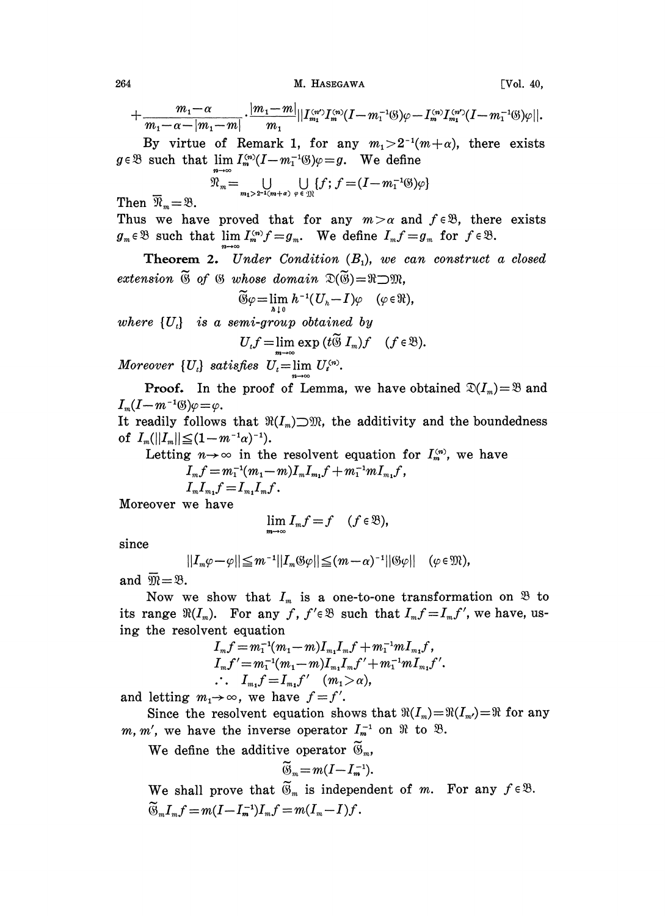$$+\frac{m_1-\alpha}{m_1-\alpha-|m_1-m|}\cdot\frac{|m_1-m|}{m_1}||I_{m_1}^{(n')}I_m^{(n)}(I-m_1^{-1}\mathfrak{G})\varphi-I_m^{(n)}I_{m_1}^{(n')}(I-m_1^{-1}\mathfrak{G})\varphi||.$$

By virtue of Remark 1, for any $m_1>2^{-1}(m+\alpha)$, there exists $g\in\mathfrak{B}$ such that $\lim_{n\to\infty} I_m^{(n)}(I-m_1^{-1}\mathfrak{G})\varphi=g$. We define

$$\mathfrak{R}_m=\bigcup_{m_1>2^{-1}(m+\alpha)}\bigcup_{\varphi\in\mathfrak{M}}\{f;\, f=(I-m_1^{-1}\mathfrak{G})\varphi\}$$

Then $\overline{\mathfrak{R}}_m=\mathfrak{B}$.

Thus we have proved that for any $m>\alpha$ and $f\in\mathfrak{B}$, there exists $g_m\in\mathfrak{B}$ such that $\lim_{n\to\infty} I_m^{(n)}f=g_m$. We define $I_mf=g_m$ for $f\in\mathfrak{B}$.

**Theorem 2.** *Under Condition* $(B_1)$, *we can construct a closed extension* $\widetilde{\mathfrak{G}}$ *of* $\mathfrak{G}$ *whose domain* $\mathfrak{D}(\widetilde{\mathfrak{G}})=\mathfrak{R}\supset\mathfrak{M}$,

$$\widetilde{\mathfrak{G}}\varphi=\lim_{h\downarrow 0} h^{-1}(U_h-I)\varphi\quad(\varphi\in\mathfrak{R}),$$

*where* $\{U_t\}$ *is a semi-group obtained by*

$$U_tf=\lim_{m\to\infty}\exp(t\widetilde{\mathfrak{G}}\, I_m)f\quad(f\in\mathfrak{B}).$$

*Moreover* $\{U_t\}$ *satisfies* $U_t=\lim_{n\to\infty} U_t^{(n)}$.

**Proof.** In the proof of Lemma, we have obtained $\mathfrak{D}(I_m)=\mathfrak{B}$ and $I_m(I-m^{-1}\mathfrak{G})\varphi=\varphi$.

It readily follows that $\mathfrak{R}(I_m)\supset\mathfrak{M}$, the additivity and the boundedness of $I_m(||I_m||\leqq(1-m^{-1}\alpha)^{-1})$.

Letting $n\to\infty$ in the resolvent equation for $I_m^{(n)}$, we have

$$I_mf=m_1^{-1}(m_1-m)I_mI_{m_1}f+m_1^{-1}mI_{m_1}f,$$
$$I_mI_{m_1}f=I_{m_1}I_mf.$$

Moreover we have

$$\lim_{m\to\infty} I_mf=f\quad(f\in\mathfrak{B}),$$

since

$$||I_m\varphi-\varphi||\leqq m^{-1}||I_m\mathfrak{G}\varphi||\leqq(m-\alpha)^{-1}||\mathfrak{G}\varphi||\quad(\varphi\in\mathfrak{M}),$$

and $\overline{\mathfrak{M}}=\mathfrak{B}$.

Now we show that $I_m$ is a one-to-one transformation on $\mathfrak{B}$ to its range $\mathfrak{R}(I_m)$. For any $f,f'\in\mathfrak{B}$ such that $I_mf=I_mf'$, we have, using the resolvent equation

$$I_mf=m_1^{-1}(m_1-m)I_{m_1}I_mf+m_1^{-1}mI_{m_1}f,$$
$$I_mf'=m_1^{-1}(m_1-m)I_{m_1}I_mf'+m_1^{-1}mI_{m_1}f'.$$
$$\therefore\ I_{m_1}f=I_{m_1}f'\quad(m_1>\alpha),$$

and letting $m_1\to\infty$, we have $f=f'$.

Since the resolvent equation shows that $\mathfrak{R}(I_m)=\mathfrak{R}(I_{m'})=\mathfrak{R}$ for any $m,m'$, we have the inverse operator $I_m^{-1}$ on $\mathfrak{R}$ to $\mathfrak{B}$.

We define the additive operator $\widetilde{\mathfrak{G}}_m$,

$$\widetilde{\mathfrak{G}}_m=m(I-I_m^{-1}).$$

We shall prove that $\widetilde{\mathfrak{G}}_m$ is independent of $m$. For any $f\in\mathfrak{B}$.

$\widetilde{\mathfrak{G}}_mI_mf=m(I-I_m^{-1})I_mf=m(I_m-I)f.$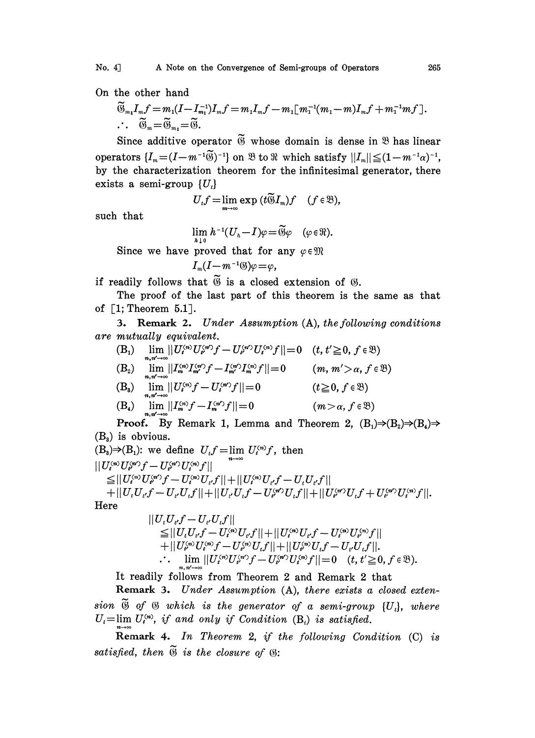On the other hand

$$\widetilde{\mathfrak{G}}_{m_1} I_m f = m_1(I - I_{m_1}^{-1}) I_m f = m_1 I_m f - m_1[m_1^{-1}(m_1 - m) I_m f + m_1^{-1} m f].$$

$$\therefore \quad \widetilde{\mathfrak{G}}_m = \widetilde{\mathfrak{G}}_{m_1} = \widetilde{\mathfrak{G}}.$$

Since additive operator $\widetilde{\mathfrak{G}}$ whose domain is dense in $\mathfrak{B}$ has linear operators $\{I_m = (I - m^{-1}\widetilde{\mathfrak{G}})^{-1}\}$ on $\mathfrak{B}$ to $\mathfrak{R}$ which satisfy $\|I_m\| \leqq (1 - m^{-1}\alpha)^{-1}$, by the characterization theorem for the infinitesimal generator, there exists a semi-group $\{U_t\}$

$$U_t f = \lim_{m \to \infty} \exp(t \widetilde{\mathfrak{G}} I_m) f \quad (f \in \mathfrak{B}),$$

such that

$$\lim_{h \downarrow 0} h^{-1}(U_h - I)\varphi = \widetilde{\mathfrak{G}} \varphi \quad (\varphi \in \mathfrak{R}).$$

Since we have proved that for any $\varphi \in \mathfrak{M}$

$$I_m(I - m^{-1}\mathfrak{G})\varphi = \varphi,$$

if readily follows that $\widetilde{\mathfrak{G}}$ is a closed extension of $\mathfrak{G}$.

The proof of the last part of this theorem is the same as that of [1; Theorem 5.1].

**3. Remark 2.** *Under Assumption* (A), *the following conditions are mutually equivalent.*

(B₁) $\lim_{n, n' \to \infty} \|U_t^{(n)} U_{t'}^{(n')} f - U_{t'}^{(n')} U_t^{(n)} f\| = 0 \quad (t, t' \geqq 0, f \in \mathfrak{B})$

(B₂) $\lim_{n, n' \to \infty} \|I_m^{(n)} I_{m'}^{(n')} f - I_{m'}^{(n')} I_m^{(n)} f\| = 0 \quad (m, m' > \alpha, f \in \mathfrak{B})$

(B₃) $\lim_{n, n' \to \infty} \|U_t^{(n)} f - U_t^{(n')} f\| = 0 \quad (t \geqq 0, f \in \mathfrak{B})$

(B₄) $\lim_{n, n' \to \infty} \|I_m^{(n)} f - I_m^{(n')} f\| = 0 \quad (m > \alpha, f \in \mathfrak{B})$

**Proof.** By Remark 1, Lemma and Theorem 2, (B₁)⇒(B₂)⇒(B₄)⇒(B₃) is obvious.

(B₃)⇒(B₁): we define $U_t f = \lim_{n \to \infty} U_t^{(n)} f$, then

$$\begin{aligned}
&\|U_t^{(n)} U_{t'}^{(n')} f - U_{t'}^{(n')} U_t^{(n)} f\| \\
&\leqq \|U_t^{(n)} U_{t'}^{(n')} f - U_t^{(n)} U_{t'} f\| + \|U_t^{(n)} U_{t'} f - U_t U_{t'} f\| \\
&+ \|U_t U_{t'} f - U_{t'} U_t f\| + \|U_{t'} U_t f - U_{t'}^{(n')} U_t f\| + \|U_{t'}^{(n')} U_t f + U_{t'}^{(n')} U_t^{(n)} f\|.
\end{aligned}$$

Here

$$\begin{aligned}
&\|U_t U_{t'} f - U_{t'} U_t f\| \\
&\leqq \|U_t U_{t'} f - U_t^{(n)} U_{t'} f\| + \|U_t^{(n)} U_{t'} f - U_t^{(n)} U_{t'}^{(n)} f\| \\
&+ \|U_{t'}^{(n)} U_t^{(n)} f - U_{t'}^{(n)} U_t f\| + \|U_{t'}^{(n)} U_t f - U_{t'} U_t f\|.
\end{aligned}$$

$$\therefore \quad \lim_{n, n' \to \infty} \|U_t^{(n)} U_{t'}^{(n')} f - U_{t'}^{(n')} U_t^{(n)} f\| = 0 \quad (t, t' \geqq 0, f \in \mathfrak{B}).$$

It readily follows from Theorem 2 and Remark 2 that

**Remark 3.** *Under Assumption* (A), *there exists a closed extension $\widetilde{\mathfrak{G}}$ of $\mathfrak{G}$ which is the generator of a semi-group $\{U_t\}$, where $U_t = \lim_{n \to \infty} U_t^{(n)}$, if and only if Condition* (B$_i$) *is satisfied.*

**Remark 4.** *In Theorem 2, if the following Condition* (C) *is satisfied, then $\widetilde{\mathfrak{G}}$ is the closure of $\mathfrak{G}$:*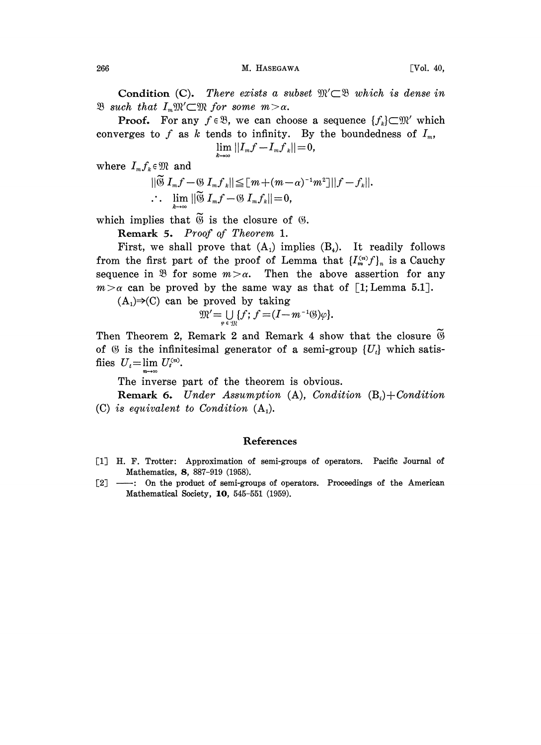**Condition (C).** *There exists a subset $\mathfrak{M}' \subset \mathfrak{B}$ which is dense in $\mathfrak{B}$ such that $I_m \mathfrak{M}' \subset \mathfrak{M}$ for some $m > \alpha$.*

**Proof.** For any $f \in \mathfrak{B}$, we can choose a sequence $\{f_k\} \subset \mathfrak{M}'$ which converges to $f$ as $k$ tends to infinity. By the boundedness of $I_m$,

$$\lim_{k \to \infty} \|I_m f - I_m f_k\| = 0,$$

where $I_m f_k \in \mathfrak{M}$ and

$$\|\widetilde{\mathfrak{G}}\, I_m f - \mathfrak{G}\, I_m f_k\| \leqq [m + (m-\alpha)^{-1} m^2] \|f - f_k\|.$$

$$\therefore \quad \lim_{k \to \infty} \|\widetilde{\mathfrak{G}}\, I_m f - \mathfrak{G}\, I_m f_k\| = 0,$$

which implies that $\widetilde{\mathfrak{G}}$ is the closure of $\mathfrak{G}$.

**Remark 5.** *Proof of Theorem* 1.

First, we shall prove that $(A_1)$ implies $(B_4)$. It readily follows from the first part of the proof of Lemma that $\{I_m^{(n)} f\}_n$ is a Cauchy sequence in $\mathfrak{B}$ for some $m > \alpha$. Then the above assertion for any $m > \alpha$ can be proved by the same way as that of [1; Lemma 5.1].

$(A_1) \Rightarrow (C)$ can be proved by taking

$$\mathfrak{M}' = \bigcup_{\varphi \in \mathfrak{M}} \{f;\, f = (I - m^{-1}\mathfrak{G})\varphi\}.$$

Then Theorem 2, Remark 2 and Remark 4 show that the closure $\widetilde{\mathfrak{G}}$ of $\mathfrak{G}$ is the infinitesimal generator of a semi-group $\{U_t\}$ which satisfies $U_t = \lim_{n \to \infty} U_t^{(n)}$.

The inverse part of the theorem is obvious.

**Remark 6.** *Under Assumption* (A), *Condition* $(B_i)$+*Condition* (C) *is equivalent to Condition* $(A_1)$.

## References

[1] H. F. Trotter: Approximation of semi-groups of operators. Pacific Journal of Mathematics, **8**, 887–919 (1958).

[2] ——: On the product of semi-groups of operators. Proceedings of the American Mathematical Society, **10**, 545–551 (1959).